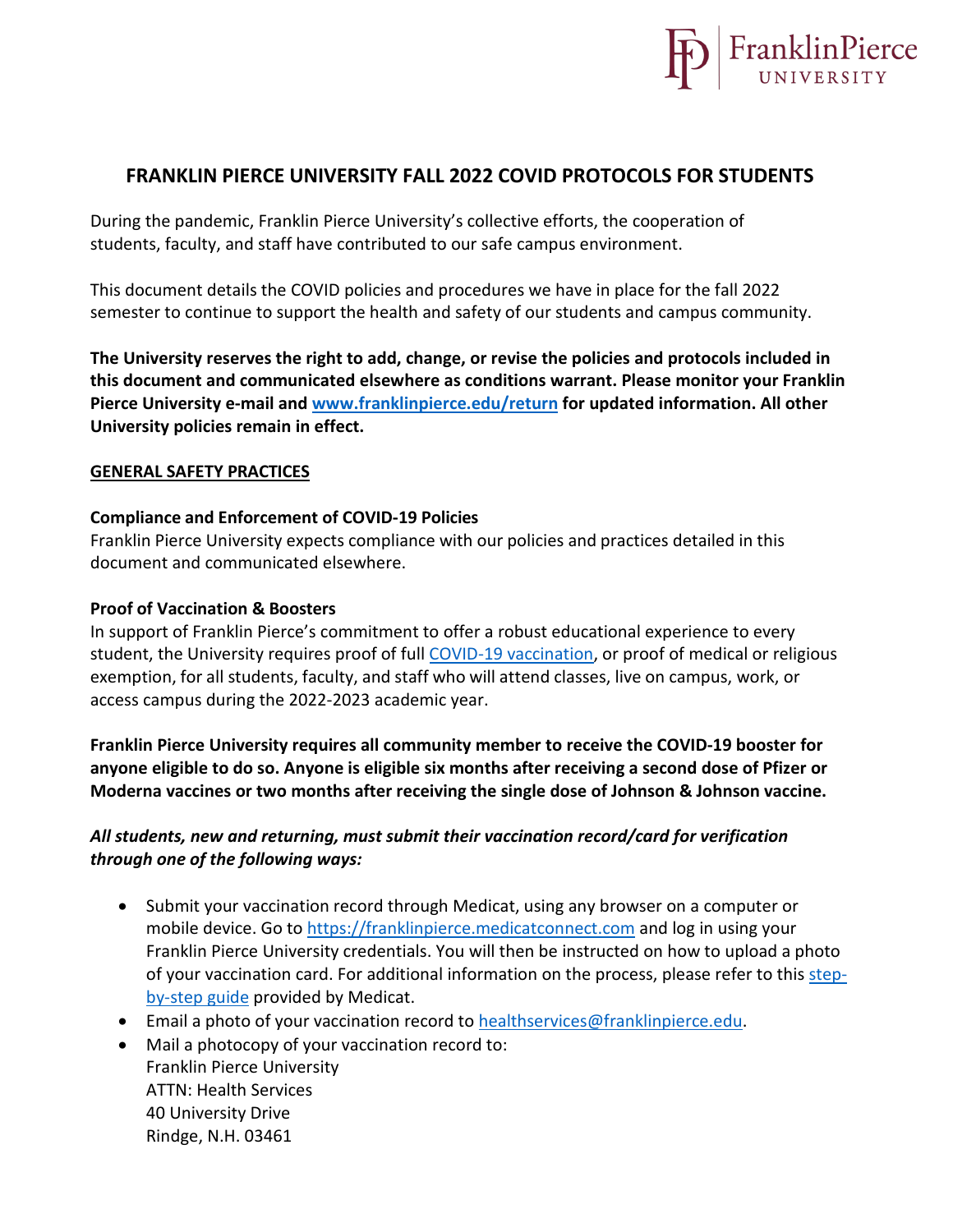# FRANKLIN PIERCE UNIVERSITY FALL 2022 COVID PROTOCOLS FOR STUDENTS

During the pandemic, Franklin Pierce University's collective efforts, the cooperation of students, faculty, and staff have contributed to our safe campus environment.

This document details the COVID policies and procedures we have in place for the fall 2022 semester to continue to support the health and safety of our students and campus community.

**The University reserves the right to add, change, or revise the policies and protocols included in this document and communicated elsewhere as conditions warrant. Please monitor your Franklin Pierce University e-mail and [www.franklinpierce.edu/return](www.franklinpierce.edu/return) for updated information. All other University policies remain in effect.**

## GENERAL SAFETY PRACTICES

### Compliance and Enforcement of COVID-19 Policies

Franklin Pierce University expects compliance with our policies and practices detailed in this document and communicated elsewhere.

### Proof of Vaccination & Boosters

In support of Franklin Pierce's commitment to offer a robust educational experience to every student, the University requires proof of full COVID-19 vaccination, or proof of medical or religious exemption, for all students, faculty, and staff who will attend classes, live on campus, work, or access campus during the 2022-2023 academic year.

**Franklin Pierce University requires all community member to receive the COVID-19 booster for anyone eligible to do so. Anyone is eligible six months after receiving a second dose of Pfizer or Moderna vaccines or two months after receiving the single dose of Johnson & Johnson vaccine.**

***All students, new and returning, must submit their vaccination record/card for verification through one of the following ways:***

- Submit your vaccination record through Medicat, using any browser on a computer or mobile device. Go to [https://franklinpierce.medicatconnect.com](https://franklinpierce.medicatconnect.com) and log in using your Franklin Pierce University credentials. You will then be instructed on how to upload a photo of your vaccination card. For additional information on the process, please refer to this step-by-step guide provided by Medicat.
- Email a photo of your vaccination record to healthservices@franklinpierce.edu.
- Mail a photocopy of your vaccination record to:
  Franklin Pierce University
  ATTN: Health Services
  40 University Drive
  Rindge, N.H. 03461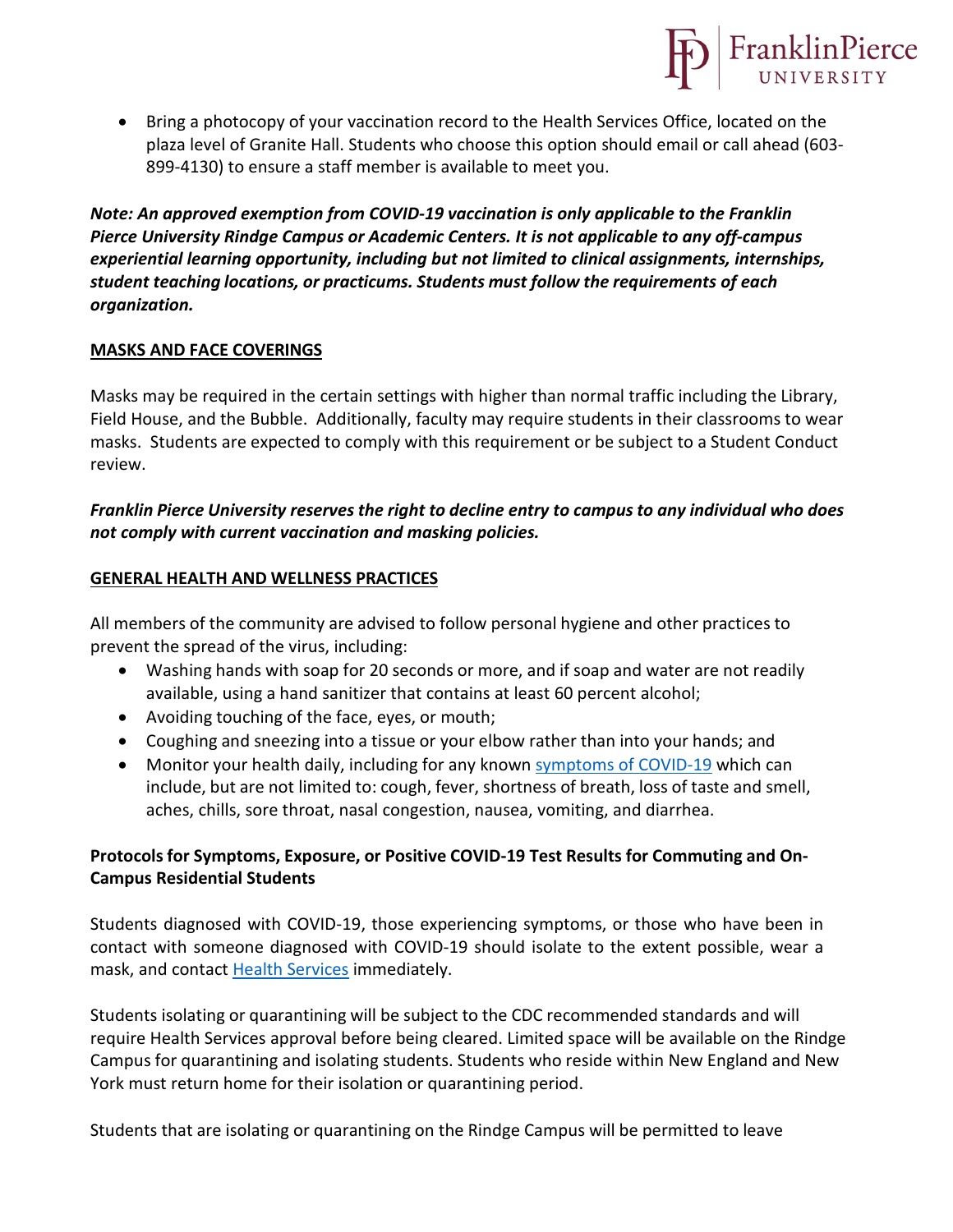- Bring a photocopy of your vaccination record to the Health Services Office, located on the plaza level of Granite Hall. Students who choose this option should email or call ahead (603-899-4130) to ensure a staff member is available to meet you.

***Note: An approved exemption from COVID-19 vaccination is only applicable to the Franklin Pierce University Rindge Campus or Academic Centers. It is not applicable to any off-campus experiential learning opportunity, including but not limited to clinical assignments, internships, student teaching locations, or practicums. Students must follow the requirements of each organization.***

## MASKS AND FACE COVERINGS

Masks may be required in the certain settings with higher than normal traffic including the Library, Field House, and the Bubble. Additionally, faculty may require students in their classrooms to wear masks. Students are expected to comply with this requirement or be subject to a Student Conduct review.

***Franklin Pierce University reserves the right to decline entry to campus to any individual who does not comply with current vaccination and masking policies.***

## GENERAL HEALTH AND WELLNESS PRACTICES

All members of the community are advised to follow personal hygiene and other practices to prevent the spread of the virus, including:

- Washing hands with soap for 20 seconds or more, and if soap and water are not readily available, using a hand sanitizer that contains at least 60 percent alcohol;
- Avoiding touching of the face, eyes, or mouth;
- Coughing and sneezing into a tissue or your elbow rather than into your hands; and
- Monitor your health daily, including for any known symptoms of COVID-19 which can include, but are not limited to: cough, fever, shortness of breath, loss of taste and smell, aches, chills, sore throat, nasal congestion, nausea, vomiting, and diarrhea.

### Protocols for Symptoms, Exposure, or Positive COVID-19 Test Results for Commuting and On-Campus Residential Students

Students diagnosed with COVID-19, those experiencing symptoms, or those who have been in contact with someone diagnosed with COVID-19 should isolate to the extent possible, wear a mask, and contact Health Services immediately.

Students isolating or quarantining will be subject to the CDC recommended standards and will require Health Services approval before being cleared. Limited space will be available on the Rindge Campus for quarantining and isolating students. Students who reside within New England and New York must return home for their isolation or quarantining period.

Students that are isolating or quarantining on the Rindge Campus will be permitted to leave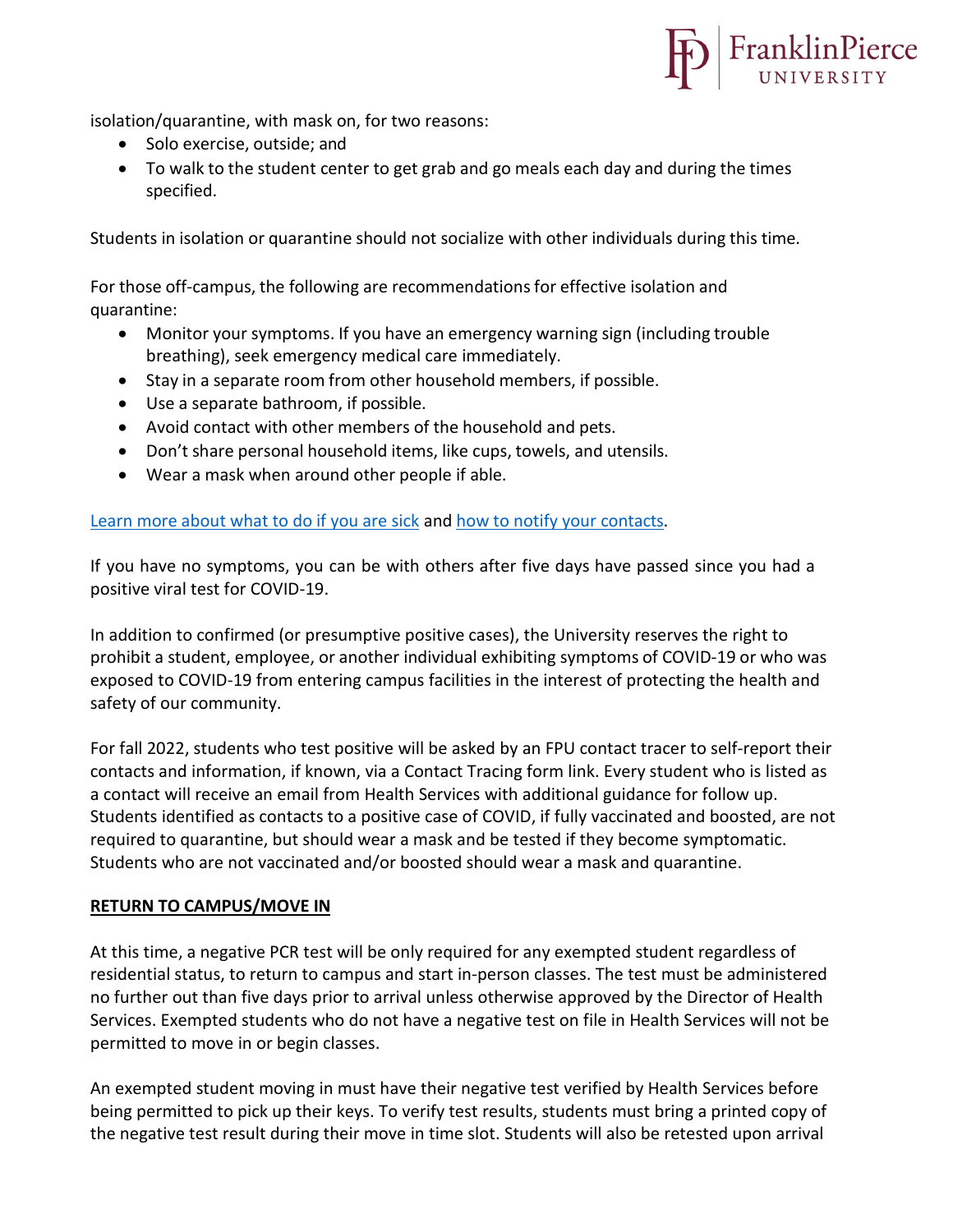isolation/quarantine, with mask on, for two reasons:

- Solo exercise, outside; and
- To walk to the student center to get grab and go meals each day and during the times specified.

Students in isolation or quarantine should not socialize with other individuals during this time.

For those off-campus, the following are recommendations for effective isolation and quarantine:

- Monitor your symptoms. If you have an emergency warning sign (including trouble breathing), seek emergency medical care immediately.
- Stay in a separate room from other household members, if possible.
- Use a separate bathroom, if possible.
- Avoid contact with other members of the household and pets.
- Don't share personal household items, like cups, towels, and utensils.
- Wear a mask when around other people if able.

Learn more about what to do if you are sick and how to notify your contacts.

If you have no symptoms, you can be with others after five days have passed since you had a positive viral test for COVID-19.

In addition to confirmed (or presumptive positive cases), the University reserves the right to prohibit a student, employee, or another individual exhibiting symptoms of COVID-19 or who was exposed to COVID-19 from entering campus facilities in the interest of protecting the health and safety of our community.

For fall 2022, students who test positive will be asked by an FPU contact tracer to self-report their contacts and information, if known, via a Contact Tracing form link. Every student who is listed as a contact will receive an email from Health Services with additional guidance for follow up. Students identified as contacts to a positive case of COVID, if fully vaccinated and boosted, are not required to quarantine, but should wear a mask and be tested if they become symptomatic. Students who are not vaccinated and/or boosted should wear a mask and quarantine.

**RETURN TO CAMPUS/MOVE IN**

At this time, a negative PCR test will be only required for any exempted student regardless of residential status, to return to campus and start in-person classes. The test must be administered no further out than five days prior to arrival unless otherwise approved by the Director of Health Services. Exempted students who do not have a negative test on file in Health Services will not be permitted to move in or begin classes.

An exempted student moving in must have their negative test verified by Health Services before being permitted to pick up their keys. To verify test results, students must bring a printed copy of the negative test result during their move in time slot. Students will also be retested upon arrival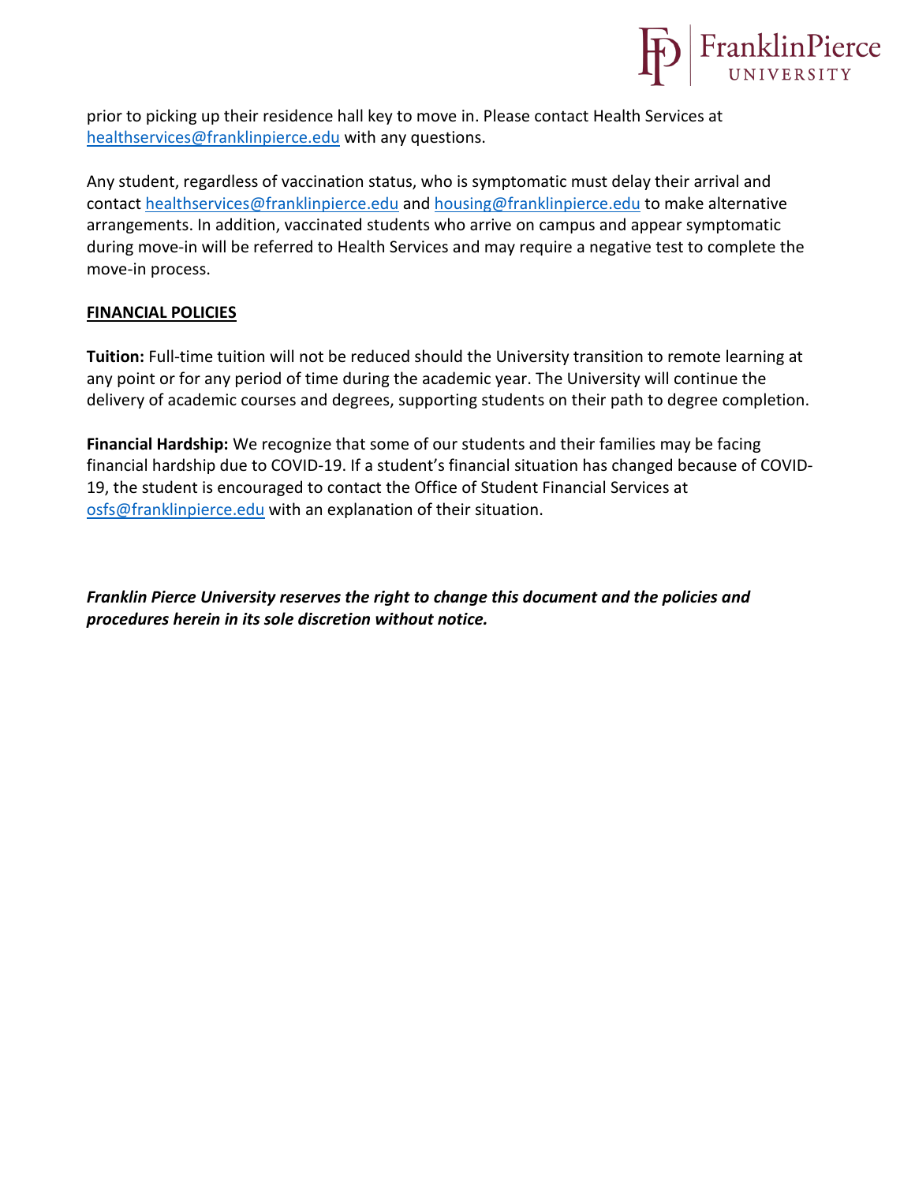prior to picking up their residence hall key to move in. Please contact Health Services at healthservices@franklinpierce.edu with any questions.

Any student, regardless of vaccination status, who is symptomatic must delay their arrival and contact healthservices@franklinpierce.edu and housing@franklinpierce.edu to make alternative arrangements. In addition, vaccinated students who arrive on campus and appear symptomatic during move-in will be referred to Health Services and may require a negative test to complete the move-in process.

**FINANCIAL POLICIES**

**Tuition:** Full-time tuition will not be reduced should the University transition to remote learning at any point or for any period of time during the academic year. The University will continue the delivery of academic courses and degrees, supporting students on their path to degree completion.

**Financial Hardship:** We recognize that some of our students and their families may be facing financial hardship due to COVID-19. If a student's financial situation has changed because of COVID-19, the student is encouraged to contact the Office of Student Financial Services at osfs@franklinpierce.edu with an explanation of their situation.

***Franklin Pierce University reserves the right to change this document and the policies and procedures herein in its sole discretion without notice.***